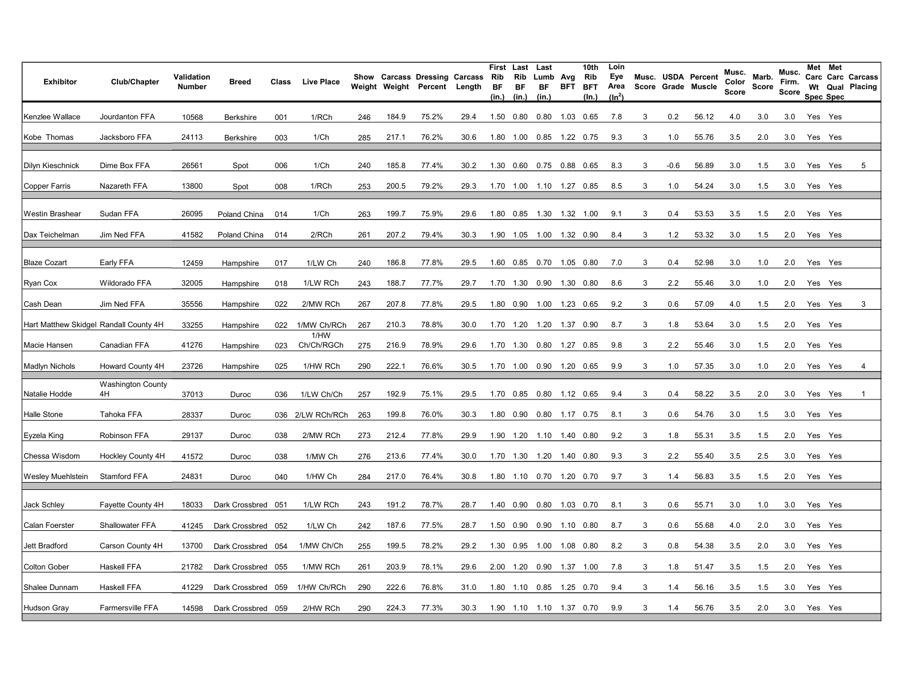| Exhibitor | Club/Chapter | Validation Number | Breed | Class | Live Place | Show Weight | Carcass Weight | Dressing Percent | Carcass Length | First Rib BF (in.) | Last Rib BF (in.) | Last Lumb BF (in.) | Avg BFT | 10th Rib BFT (In.) | Loin Eye Area ($In^2$) | Musc. Score | USDA Grade | Percent Muscle | Musc. Color Score | Marb. Score | Musc. Firm. Score | Met Carc Wt Spec | Met Carc Qual Spec | Carcass Placing |
|---|---|---|---|---|---|---|---|---|---|---|---|---|---|---|---|---|---|---|---|---|---|---|---|---|
| Kenzlee Wallace | Jourdanton FFA | 10568 | Berkshire | 001 | 1/RCh | 246 | 184.9 | 75.2% | 29.4 | 1.50 | 0.80 | 0.80 | 1.03 | 0.65 | 7.8 | 3 | 0.2 | 56.12 | 4.0 | 3.0 | 3.0 | Yes | Yes | |
| Kobe Thomas | Jacksboro FFA | 24113 | Berkshire | 003 | 1/Ch | 285 | 217.1 | 76.2% | 30.6 | 1.80 | 1.00 | 0.85 | 1.22 | 0.75 | 9.3 | 3 | 1.0 | 55.76 | 3.5 | 2.0 | 3.0 | Yes | Yes | |
| Dilyn Kieschnick | Dime Box FFA | 26561 | Spot | 006 | 1/Ch | 240 | 185.8 | 77.4% | 30.2 | 1.30 | 0.60 | 0.75 | 0.88 | 0.65 | 8.3 | 3 | -0.6 | 56.89 | 3.0 | 1.5 | 3.0 | Yes | Yes | 5 |
| Copper Farris | Nazareth FFA | 13800 | Spot | 008 | 1/RCh | 253 | 200.5 | 79.2% | 29.3 | 1.70 | 1.00 | 1.10 | 1.27 | 0.85 | 8.5 | 3 | 1.0 | 54.24 | 3.0 | 1.5 | 3.0 | Yes | Yes | |
| Westin Brashear | Sudan FFA | 26095 | Poland China | 014 | 1/Ch | 263 | 199.7 | 75.9% | 29.6 | 1.80 | 0.85 | 1.30 | 1.32 | 1.00 | 9.1 | 3 | 0.4 | 53.53 | 3.5 | 1.5 | 2.0 | Yes | Yes | |
| Dax Teichelman | Jim Ned FFA | 41582 | Poland China | 014 | 2/RCh | 261 | 207.2 | 79.4% | 30.3 | 1.90 | 1.05 | 1.00 | 1.32 | 0.90 | 8.4 | 3 | 1.2 | 53.32 | 3.0 | 1.5 | 2.0 | Yes | Yes | |
| Blaze Cozart | Early FFA | 12459 | Hampshire | 017 | 1/LW Ch | 240 | 186.8 | 77.8% | 29.5 | 1.60 | 0.85 | 0.70 | 1.05 | 0.80 | 7.0 | 3 | 0.4 | 52.98 | 3.0 | 1.0 | 2.0 | Yes | Yes | |
| Ryan Cox | Wildorado FFA | 32005 | Hampshire | 018 | 1/LW RCh | 243 | 188.7 | 77.7% | 29.7 | 1.70 | 1.30 | 0.90 | 1.30 | 0.80 | 8.6 | 3 | 2.2 | 55.46 | 3.0 | 1.0 | 2.0 | Yes | Yes | |
| Cash Dean | Jim Ned FFA | 35556 | Hampshire | 022 | 2/MW RCh | 267 | 207.8 | 77.8% | 29.5 | 1.80 | 0.90 | 1.00 | 1.23 | 0.65 | 9.2 | 3 | 0.6 | 57.09 | 4.0 | 1.5 | 2.0 | Yes | Yes | 3 |
| Hart Matthew Skidgel | Randall County 4H | 33255 | Hampshire | 022 | 1/MW Ch/RCh | 267 | 210.3 | 78.8% | 30.0 | 1.70 | 1.20 | 1.20 | 1.37 | 0.90 | 8.7 | 3 | 1.8 | 53.64 | 3.0 | 1.5 | 2.0 | Yes | Yes | |
| Macie Hansen | Canadian FFA | 41276 | Hampshire | 023 | 1/HW Ch/Ch/RGCh | 275 | 216.9 | 78.9% | 29.6 | 1.70 | 1.30 | 0.80 | 1.27 | 0.85 | 9.8 | 3 | 2.2 | 55.46 | 3.0 | 1.5 | 2.0 | Yes | Yes | |
| Madlyn Nichols | Howard County 4H | 23726 | Hampshire | 025 | 1/HW RCh | 290 | 222.1 | 76.6% | 30.5 | 1.70 | 1.00 | 0.90 | 1.20 | 0.65 | 9.9 | 3 | 1.0 | 57.35 | 3.0 | 1.0 | 2.0 | Yes | Yes | 4 |
| Natalie Hodde | Washington County 4H | 37013 | Duroc | 036 | 1/LW Ch/Ch | 257 | 192.9 | 75.1% | 29.5 | 1.70 | 0.85 | 0.80 | 1.12 | 0.65 | 9.4 | 3 | 0.4 | 58.22 | 3.5 | 2.0 | 3.0 | Yes | Yes | 1 |
| Halle Stone | Tahoka FFA | 28337 | Duroc | 036 | 2/LW RCh/RCh | 263 | 199.8 | 76.0% | 30.3 | 1.80 | 0.90 | 0.80 | 1.17 | 0.75 | 8.1 | 3 | 0.6 | 54.76 | 3.0 | 1.5 | 3.0 | Yes | Yes | |
| Eyzela King | Robinson FFA | 29137 | Duroc | 038 | 2/MW RCh | 273 | 212.4 | 77.8% | 29.9 | 1.90 | 1.20 | 1.10 | 1.40 | 0.80 | 9.2 | 3 | 1.8 | 55.31 | 3.5 | 1.5 | 2.0 | Yes | Yes | |
| Chessa Wisdom | Hockley County 4H | 41572 | Duroc | 038 | 1/MW Ch | 276 | 213.6 | 77.4% | 30.0 | 1.70 | 1.30 | 1.20 | 1.40 | 0.80 | 9.3 | 3 | 2.2 | 55.40 | 3.5 | 2.5 | 3.0 | Yes | Yes | |
| Wesley Muehlstein | Stamford FFA | 24831 | Duroc | 040 | 1/HW Ch | 284 | 217.0 | 76.4% | 30.8 | 1.80 | 1.10 | 0.70 | 1.20 | 0.70 | 9.7 | 3 | 1.4 | 56.83 | 3.5 | 1.5 | 2.0 | Yes | Yes | |
| Jack Schley | Fayette County 4H | 18033 | Dark Crossbred | 051 | 1/LW RCh | 243 | 191.2 | 78.7% | 28.7 | 1.40 | 0.90 | 0.80 | 1.03 | 0.70 | 8.1 | 3 | 0.6 | 55.71 | 3.0 | 1.0 | 3.0 | Yes | Yes | |
| Calan Foerster | Shallowater FFA | 41245 | Dark Crossbred | 052 | 1/LW Ch | 242 | 187.6 | 77.5% | 28.7 | 1.50 | 0.90 | 0.90 | 1.10 | 0.80 | 8.7 | 3 | 0.6 | 55.68 | 4.0 | 2.0 | 3.0 | Yes | Yes | |
| Jett Bradford | Carson County 4H | 13700 | Dark Crossbred | 054 | 1/MW Ch/Ch | 255 | 199.5 | 78.2% | 29.2 | 1.30 | 0.95 | 1.00 | 1.08 | 0.80 | 8.2 | 3 | 0.8 | 54.38 | 3.5 | 2.0 | 3.0 | Yes | Yes | |
| Colton Gober | Haskell FFA | 21782 | Dark Crossbred | 055 | 1/MW RCh | 261 | 203.9 | 78.1% | 29.6 | 2.00 | 1.20 | 0.90 | 1.37 | 1.00 | 7.8 | 3 | 1.8 | 51.47 | 3.5 | 1.5 | 2.0 | Yes | Yes | |
| Shalee Dunnam | Haskell FFA | 41229 | Dark Crossbred | 059 | 1/HW Ch/RCh | 290 | 222.6 | 76.8% | 31.0 | 1.80 | 1.10 | 0.85 | 1.25 | 0.70 | 9.4 | 3 | 1.4 | 56.16 | 3.5 | 1.5 | 3.0 | Yes | Yes | |
| Hudson Gray | Farmersville FFA | 14598 | Dark Crossbred | 059 | 2/HW RCh | 290 | 224.3 | 77.3% | 30.3 | 1.90 | 1.10 | 1.10 | 1.37 | 0.70 | 9.9 | 3 | 1.4 | 56.76 | 3.5 | 2.0 | 3.0 | Yes | Yes | |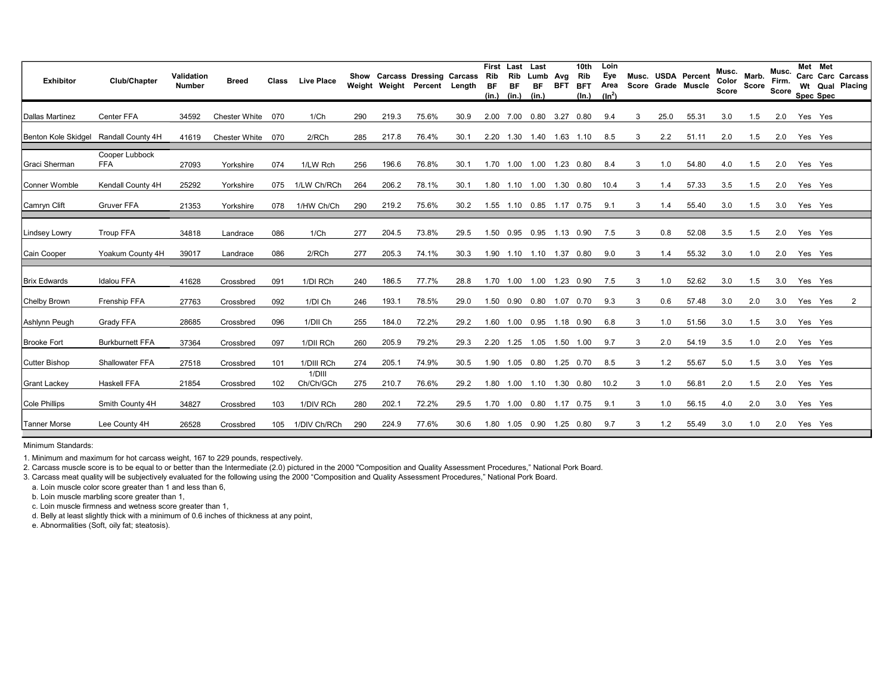| Exhibitor | Club/Chapter | Validation Number | Breed | Class | Live Place | Show Weight | Carcass Weight | Dressing Percent | Carcass Length | First Rib BF (in.) | Last Rib BF (in.) | Last Lumb BF (in.) | Avg BFT | 10th Rib BFT (In.) | Loin Eye Area ($In^2$) | Musc. Score | USDA Grade | Percent Muscle | Musc. Color Score | Marb. Score | Musc. Firm. Score | Met Carc Wt Spec | Met Carc Qual Spec | Carcass Placing |
|---|---|---|---|---|---|---|---|---|---|---|---|---|---|---|---|---|---|---|---|---|---|---|---|---|
| Dallas Martinez | Center FFA | 34592 | Chester White | 070 | 1/Ch | 290 | 219.3 | 75.6% | 30.9 | 2.00 | 7.00 | 0.80 | 3.27 | 0.80 | 9.4 | 3 | 25.0 | 55.31 | 3.0 | 1.5 | 2.0 | Yes | Yes | |
| Benton Kole Skidgel | Randall County 4H | 41619 | Chester White | 070 | 2/RCh | 285 | 217.8 | 76.4% | 30.1 | 2.20 | 1.30 | 1.40 | 1.63 | 1.10 | 8.5 | 3 | 2.2 | 51.11 | 2.0 | 1.5 | 2.0 | Yes | Yes | |
| Graci Sherman | Cooper Lubbock FFA | 27093 | Yorkshire | 074 | 1/LW Rch | 256 | 196.6 | 76.8% | 30.1 | 1.70 | 1.00 | 1.00 | 1.23 | 0.80 | 8.4 | 3 | 1.0 | 54.80 | 4.0 | 1.5 | 2.0 | Yes | Yes | |
| Conner Womble | Kendall County 4H | 25292 | Yorkshire | 075 | 1/LW Ch/RCh | 264 | 206.2 | 78.1% | 30.1 | 1.80 | 1.10 | 1.00 | 1.30 | 0.80 | 10.4 | 3 | 1.4 | 57.33 | 3.5 | 1.5 | 2.0 | Yes | Yes | |
| Camryn Clift | Gruver FFA | 21353 | Yorkshire | 078 | 1/HW Ch/Ch | 290 | 219.2 | 75.6% | 30.2 | 1.55 | 1.10 | 0.85 | 1.17 | 0.75 | 9.1 | 3 | 1.4 | 55.40 | 3.0 | 1.5 | 3.0 | Yes | Yes | |
| Lindsey Lowry | Troup FFA | 34818 | Landrace | 086 | 1/Ch | 277 | 204.5 | 73.8% | 29.5 | 1.50 | 0.95 | 0.95 | 1.13 | 0.90 | 7.5 | 3 | 0.8 | 52.08 | 3.5 | 1.5 | 2.0 | Yes | Yes | |
| Cain Cooper | Yoakum County 4H | 39017 | Landrace | 086 | 2/RCh | 277 | 205.3 | 74.1% | 30.3 | 1.90 | 1.10 | 1.10 | 1.37 | 0.80 | 9.0 | 3 | 1.4 | 55.32 | 3.0 | 1.0 | 2.0 | Yes | Yes | |
| Brix Edwards | Idalou FFA | 41628 | Crossbred | 091 | 1/DI RCh | 240 | 186.5 | 77.7% | 28.8 | 1.70 | 1.00 | 1.00 | 1.23 | 0.90 | 7.5 | 3 | 1.0 | 52.62 | 3.0 | 1.5 | 3.0 | Yes | Yes | |
| Chelby Brown | Frenship FFA | 27763 | Crossbred | 092 | 1/DI Ch | 246 | 193.1 | 78.5% | 29.0 | 1.50 | 0.90 | 0.80 | 1.07 | 0.70 | 9.3 | 3 | 0.6 | 57.48 | 3.0 | 2.0 | 3.0 | Yes | Yes | 2 |
| Ashlynn Peugh | Grady FFA | 28685 | Crossbred | 096 | 1/DII Ch | 255 | 184.0 | 72.2% | 29.2 | 1.60 | 1.00 | 0.95 | 1.18 | 0.90 | 6.8 | 3 | 1.0 | 51.56 | 3.0 | 1.5 | 3.0 | Yes | Yes | |
| Brooke Fort | Burkburnett FFA | 37364 | Crossbred | 097 | 1/DII RCh | 260 | 205.9 | 79.2% | 29.3 | 2.20 | 1.25 | 1.05 | 1.50 | 1.00 | 9.7 | 3 | 2.0 | 54.19 | 3.5 | 1.0 | 2.0 | Yes | Yes | |
| Cutter Bishop | Shallowater FFA | 27518 | Crossbred | 101 | 1/DIII RCh | 274 | 205.1 | 74.9% | 30.5 | 1.90 | 1.05 | 0.80 | 1.25 | 0.70 | 8.5 | 3 | 1.2 | 55.67 | 5.0 | 1.5 | 3.0 | Yes | Yes | |
| Grant Lackey | Haskell FFA | 21854 | Crossbred | 102 | 1/DIII Ch/Ch/GCh | 275 | 210.7 | 76.6% | 29.2 | 1.80 | 1.00 | 1.10 | 1.30 | 0.80 | 10.2 | 3 | 1.0 | 56.81 | 2.0 | 1.5 | 2.0 | Yes | Yes | |
| Cole Phillips | Smith County 4H | 34827 | Crossbred | 103 | 1/DIV RCh | 280 | 202.1 | 72.2% | 29.5 | 1.70 | 1.00 | 0.80 | 1.17 | 0.75 | 9.1 | 3 | 1.0 | 56.15 | 4.0 | 2.0 | 3.0 | Yes | Yes | |
| Tanner Morse | Lee County 4H | 26528 | Crossbred | 105 | 1/DIV Ch/RCh | 290 | 224.9 | 77.6% | 30.6 | 1.80 | 1.05 | 0.90 | 1.25 | 0.80 | 9.7 | 3 | 1.2 | 55.49 | 3.0 | 1.0 | 2.0 | Yes | Yes | |

Minimum Standards:

1. Minimum and maximum for hot carcass weight, 167 to 229 pounds, respectively.
2. Carcass muscle score is to be equal to or better than the Intermediate (2.0) pictured in the 2000 "Composition and Quality Assessment Procedures," National Pork Board.
3. Carcass meat quality will be subjectively evaluated for the following using the 2000 "Composition and Quality Assessment Procedures," National Pork Board.
   a. Loin muscle color score greater than 1 and less than 6,
   b. Loin muscle marbling score greater than 1,
   c. Loin muscle firmness and wetness score greater than 1,
   d. Belly at least slightly thick with a minimum of 0.6 inches of thickness at any point,
   e. Abnormalities (Soft, oily fat; steatosis).